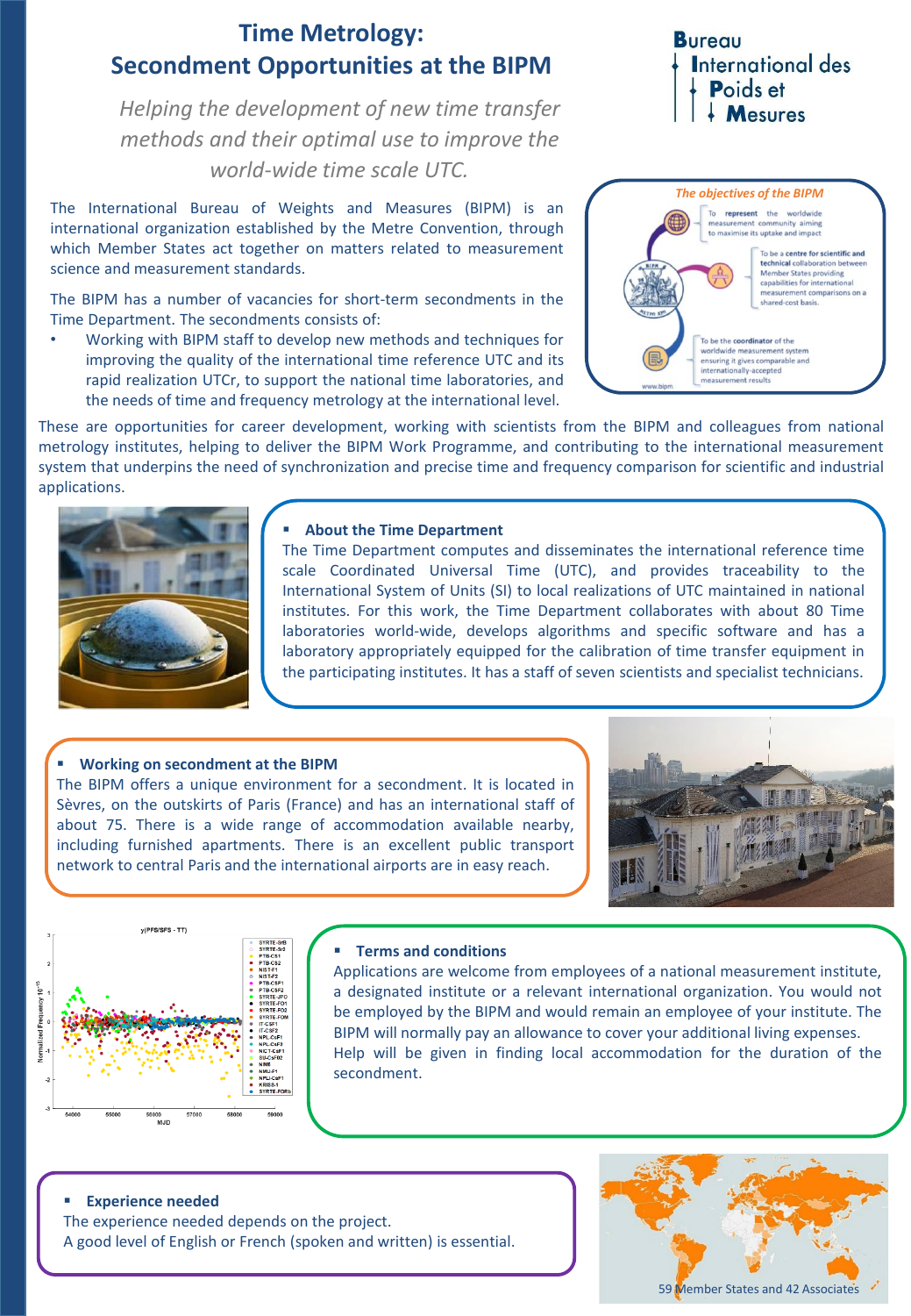# Time Metrology: Secondment Opportunities at the BIPM

*Helping the development of new time transfer methods and their optimal use to improve the world-wide time scale UTC.*

Bureau International des Poids et Mesures

The International Bureau of Weights and Measures (BIPM) is an international organization established by the Metre Convention, through which Member States act together on matters related to measurement science and measurement standards.

The BIPM has a number of vacancies for short-term secondments in the Time Department. The secondments consists of:

- Working with BIPM staff to develop new methods and techniques for improving the quality of the international time reference UTC and its rapid realization UTCr, to support the national time laboratories, and the needs of time and frequency metrology at the international level.

*The objectives of the BIPM*

- To **represent** the worldwide measurement community aiming to maximise its uptake and impact
- To be a **centre for scientific and technical** collaboration between Member States providing capabilities for international measurement comparisons on a shared-cost basis.
- To be the **coordinator** of the worldwide measurement system ensuring it gives comparable and internationally-accepted measurement results

These are opportunities for career development, working with scientists from the BIPM and colleagues from national metrology institutes, helping to deliver the BIPM Work Programme, and contributing to the international measurement system that underpins the need of synchronization and precise time and frequency comparison for scientific and industrial applications.

## About the Time Department

The Time Department computes and disseminates the international reference time scale Coordinated Universal Time (UTC), and provides traceability to the International System of Units (SI) to local realizations of UTC maintained in national institutes. For this work, the Time Department collaborates with about 80 Time laboratories world-wide, develops algorithms and specific software and has a laboratory appropriately equipped for the calibration of time transfer equipment in the participating institutes. It has a staff of seven scientists and specialist technicians.

## Working on secondment at the BIPM

The BIPM offers a unique environment for a secondment. It is located in Sèvres, on the outskirts of Paris (France) and has an international staff of about 75. There is a wide range of accommodation available nearby, including furnished apartments. There is an excellent public transport network to central Paris and the international airports are in easy reach.

## Terms and conditions

Applications are welcome from employees of a national measurement institute, a designated institute or a relevant international organization. You would not be employed by the BIPM and would remain an employee of your institute. The BIPM will normally pay an allowance to cover your additional living expenses. Help will be given in finding local accommodation for the duration of the secondment.

## Experience needed

The experience needed depends on the project.
A good level of English or French (spoken and written) is essential.

59 Member States and 42 Associates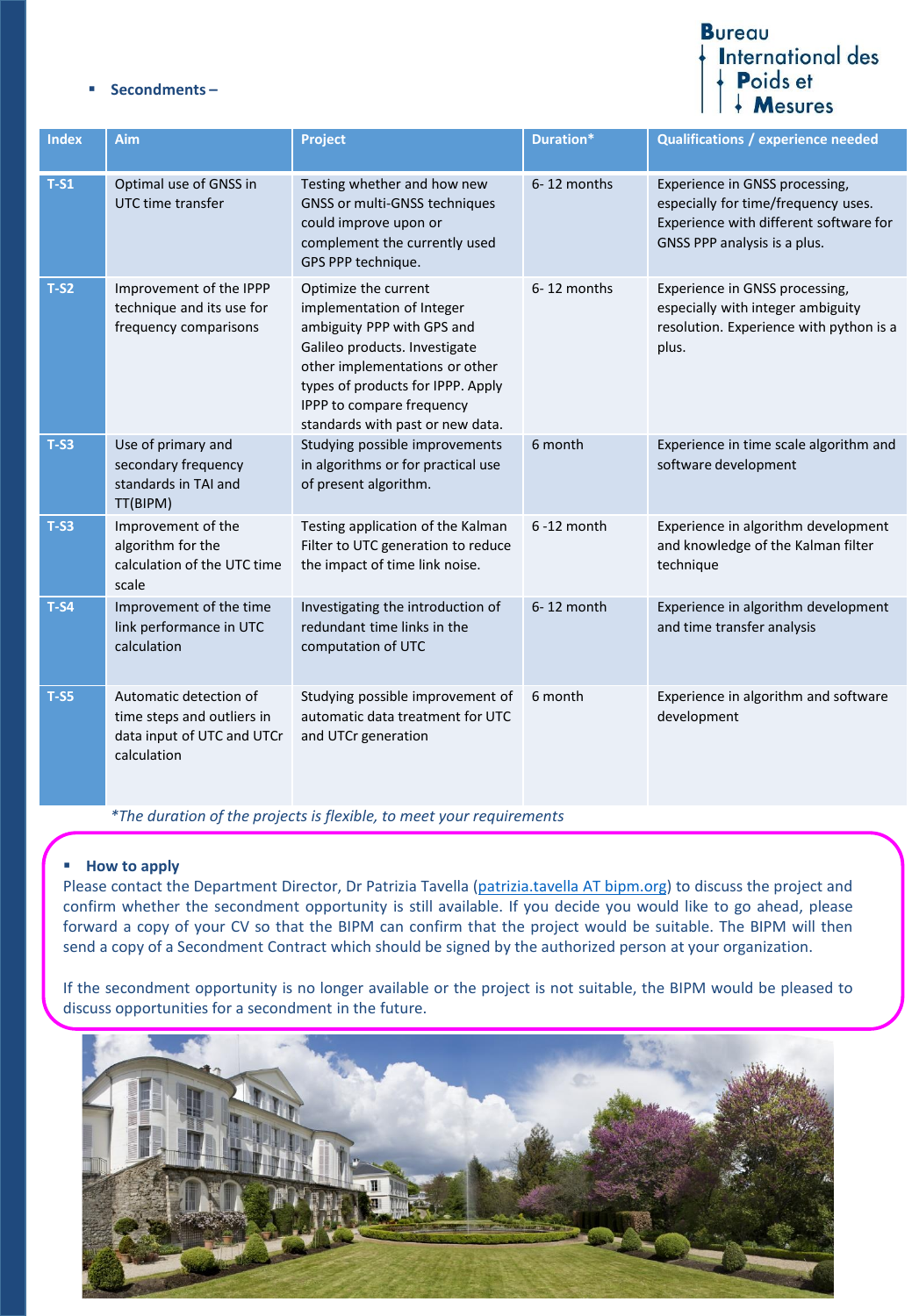- **Secondments –**

| Index | Aim | Project | Duration* | Qualifications / experience needed |
| --- | --- | --- | --- | --- |
| **T-S1** | Optimal use of GNSS in UTC time transfer | Testing whether and how new GNSS or multi-GNSS techniques could improve upon or complement the currently used GPS PPP technique. | 6- 12 months | Experience in GNSS processing, especially for time/frequency uses. Experience with different software for GNSS PPP analysis is a plus. |
| **T-S2** | Improvement of the IPPP technique and its use for frequency comparisons | Optimize the current implementation of Integer ambiguity PPP with GPS and Galileo products. Investigate other implementations or other types of products for IPPP. Apply IPPP to compare frequency standards with past or new data. | 6- 12 months | Experience in GNSS processing, especially with integer ambiguity resolution. Experience with python is a plus. |
| **T-S3** | Use of primary and secondary frequency standards in TAI and TT(BIPM) | Studying possible improvements in algorithms or for practical use of present algorithm. | 6 month | Experience in time scale algorithm and software development |
| **T-S3** | Improvement of the algorithm for the calculation of the UTC time scale | Testing application of the Kalman Filter to UTC generation to reduce the impact of time link noise. | 6 -12 month | Experience in algorithm development and knowledge of the Kalman filter technique |
| **T-S4** | Improvement of the time link performance in UTC calculation | Investigating the introduction of redundant time links in the computation of UTC | 6- 12 month | Experience in algorithm development and time transfer analysis |
| **T-S5** | Automatic detection of time steps and outliers in data input of UTC and UTCr calculation | Studying possible improvement of automatic data treatment for UTC and UTCr generation | 6 month | Experience in algorithm and software development |

*\*The duration of the projects is flexible, to meet your requirements*

- **How to apply**

Please contact the Department Director, Dr Patrizia Tavella (patrizia.tavella AT bipm.org) to discuss the project and confirm whether the secondment opportunity is still available. If you decide you would like to go ahead, please forward a copy of your CV so that the BIPM can confirm that the project would be suitable. The BIPM will then send a copy of a Secondment Contract which should be signed by the authorized person at your organization.

If the secondment opportunity is no longer available or the project is not suitable, the BIPM would be pleased to discuss opportunities for a secondment in the future.